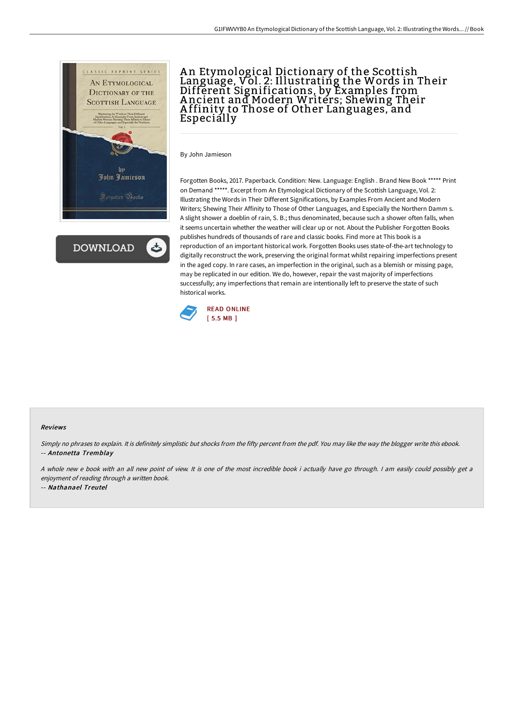# An Etymological Dictionary of the Scottish Language, Vol. 2: Illustrating the Words in Their Different Significations, by Examples from Ancient and Modern Writers; Shewing Their Affinity to Those of Other Languages, and Especially

By John Jamieson

Forgotten Books, 2017. Paperback. Condition: New. Language: English . Brand New Book ***** Print on Demand *****. Excerpt from An Etymological Dictionary of the Scottish Language, Vol. 2: Illustrating the Words in Their Different Significations, by Examples From Ancient and Modern Writers; Shewing Their Affinity to Those of Other Languages, and Especially the Northern Damm s. A slight shower a doeblin of rain, S. B.; thus denominated, because such a shower often falls, when it seems uncertain whether the weather will clear up or not. About the Publisher Forgotten Books publishes hundreds of thousands of rare and classic books. Find more at This book is a reproduction of an important historical work. Forgotten Books uses state-of-the-art technology to digitally reconstruct the work, preserving the original format whilst repairing imperfections present in the aged copy. In rare cases, an imperfection in the original, such as a blemish or missing page, may be replicated in our edition. We do, however, repair the vast majority of imperfections successfully; any imperfections that remain are intentionally left to preserve the state of such historical works.

READ ONLINE
[ 5.5 MB ]

## Reviews

*Simply no phrases to explain. It is definitely simplistic but shocks from the fifty percent from the pdf. You may like the way the blogger write this ebook.*
-- ***Antonetta Tremblay***

*A whole new e book with an all new point of view. It is one of the most incredible book i actually have go through. I am easily could possibly get a enjoyment of reading through a written book.*
-- ***Nathanael Treutel***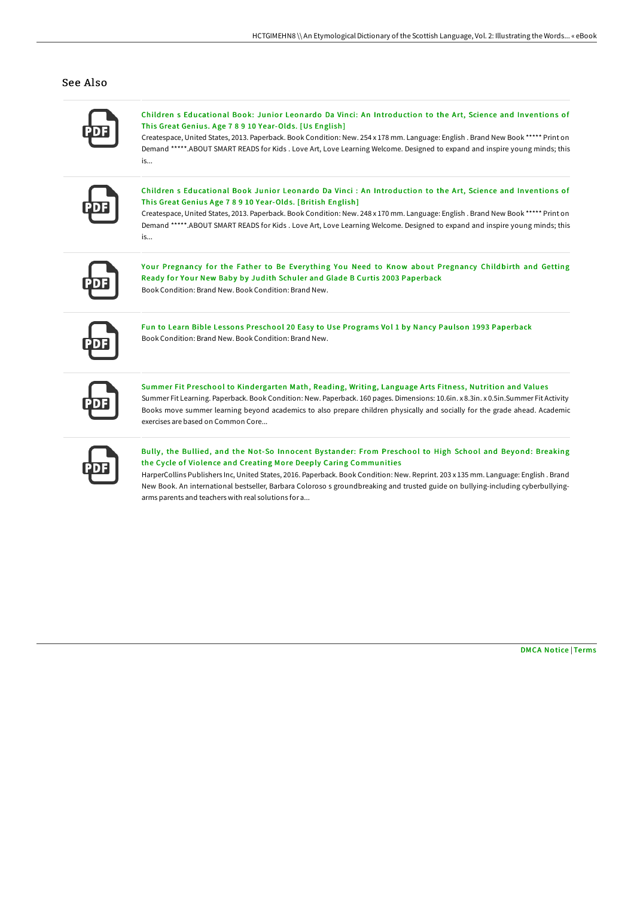## See Also

**Children s Educational Book: Junior Leonardo Da Vinci: An Introduction to the Art, Science and Inventions of This Great Genius. Age 7 8 9 10 Year-Olds. [Us English]**

Createspace, United States, 2013. Paperback. Book Condition: New. 254 x 178 mm. Language: English . Brand New Book ***** Print on Demand *****.ABOUT SMART READS for Kids . Love Art, Love Learning Welcome. Designed to expand and inspire young minds; this is...

**Children s Educational Book Junior Leonardo Da Vinci : An Introduction to the Art, Science and Inventions of This Great Genius Age 7 8 9 10 Year-Olds. [British English]**

Createspace, United States, 2013. Paperback. Book Condition: New. 248 x 170 mm. Language: English . Brand New Book ***** Print on Demand *****.ABOUT SMART READS for Kids . Love Art, Love Learning Welcome. Designed to expand and inspire young minds; this is...

**Your Pregnancy for the Father to Be Everything You Need to Know about Pregnancy Childbirth and Getting Ready for Your New Baby by Judith Schuler and Glade B Curtis 2003 Paperback**

Book Condition: Brand New. Book Condition: Brand New.

**Fun to Learn Bible Lessons Preschool 20 Easy to Use Programs Vol 1 by Nancy Paulson 1993 Paperback**

Book Condition: Brand New. Book Condition: Brand New.

**Summer Fit Preschool to Kindergarten Math, Reading, Writing, Language Arts Fitness, Nutrition and Values**

Summer Fit Learning. Paperback. Book Condition: New. Paperback. 160 pages. Dimensions: 10.6in. x 8.3in. x 0.5in.Summer Fit Activity Books move summer learning beyond academics to also prepare children physically and socially for the grade ahead. Academic exercises are based on Common Core...

**Bully, the Bullied, and the Not-So Innocent Bystander: From Preschool to High School and Beyond: Breaking the Cycle of Violence and Creating More Deeply Caring Communities**

HarperCollins Publishers Inc, United States, 2016. Paperback. Book Condition: New. Reprint. 203 x 135 mm. Language: English . Brand New Book. An international bestseller, Barbara Coloroso s groundbreaking and trusted guide on bullying-including cyberbullying-arms parents and teachers with real solutions for a...

DMCA Notice | Terms